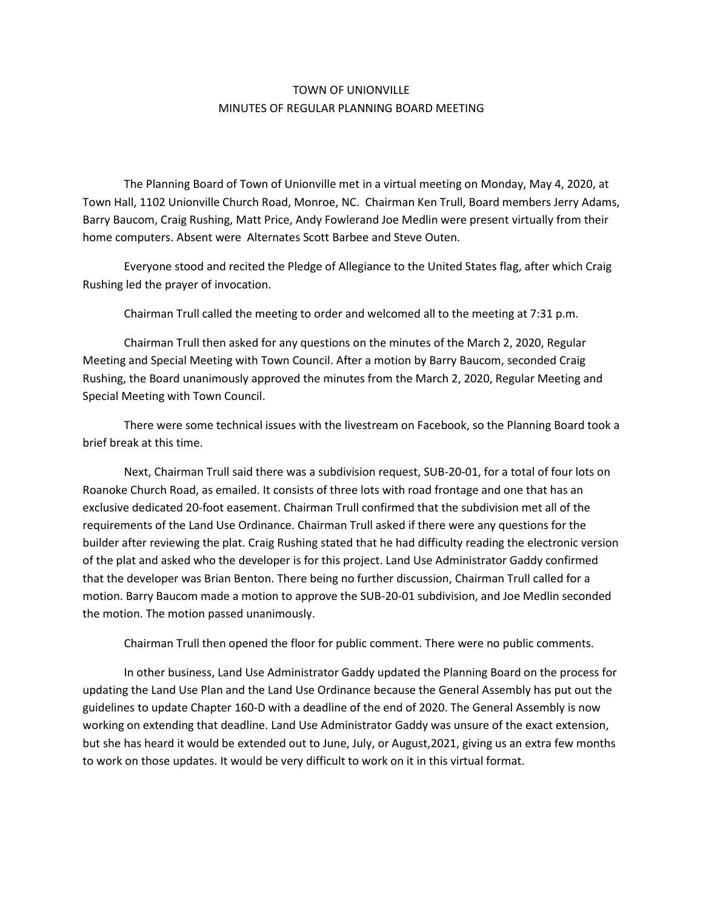# TOWN OF UNIONVILLE

## MINUTES OF REGULAR PLANNING BOARD MEETING

The Planning Board of Town of Unionville met in a virtual meeting on Monday, May 4, 2020, at Town Hall, 1102 Unionville Church Road, Monroe, NC. Chairman Ken Trull, Board members Jerry Adams, Barry Baucom, Craig Rushing, Matt Price, Andy Fowlerand Joe Medlin were present virtually from their home computers. Absent were Alternates Scott Barbee and Steve Outen.

Everyone stood and recited the Pledge of Allegiance to the United States flag, after which Craig Rushing led the prayer of invocation.

Chairman Trull called the meeting to order and welcomed all to the meeting at 7:31 p.m.

Chairman Trull then asked for any questions on the minutes of the March 2, 2020, Regular Meeting and Special Meeting with Town Council. After a motion by Barry Baucom, seconded Craig Rushing, the Board unanimously approved the minutes from the March 2, 2020, Regular Meeting and Special Meeting with Town Council.

There were some technical issues with the livestream on Facebook, so the Planning Board took a brief break at this time.

Next, Chairman Trull said there was a subdivision request, SUB-20-01, for a total of four lots on Roanoke Church Road, as emailed. It consists of three lots with road frontage and one that has an exclusive dedicated 20-foot easement. Chairman Trull confirmed that the subdivision met all of the requirements of the Land Use Ordinance. Chairman Trull asked if there were any questions for the builder after reviewing the plat. Craig Rushing stated that he had difficulty reading the electronic version of the plat and asked who the developer is for this project. Land Use Administrator Gaddy confirmed that the developer was Brian Benton. There being no further discussion, Chairman Trull called for a motion. Barry Baucom made a motion to approve the SUB-20-01 subdivision, and Joe Medlin seconded the motion. The motion passed unanimously.

Chairman Trull then opened the floor for public comment. There were no public comments.

In other business, Land Use Administrator Gaddy updated the Planning Board on the process for updating the Land Use Plan and the Land Use Ordinance because the General Assembly has put out the guidelines to update Chapter 160-D with a deadline of the end of 2020. The General Assembly is now working on extending that deadline. Land Use Administrator Gaddy was unsure of the exact extension, but she has heard it would be extended out to June, July, or August,2021, giving us an extra few months to work on those updates. It would be very difficult to work on it in this virtual format.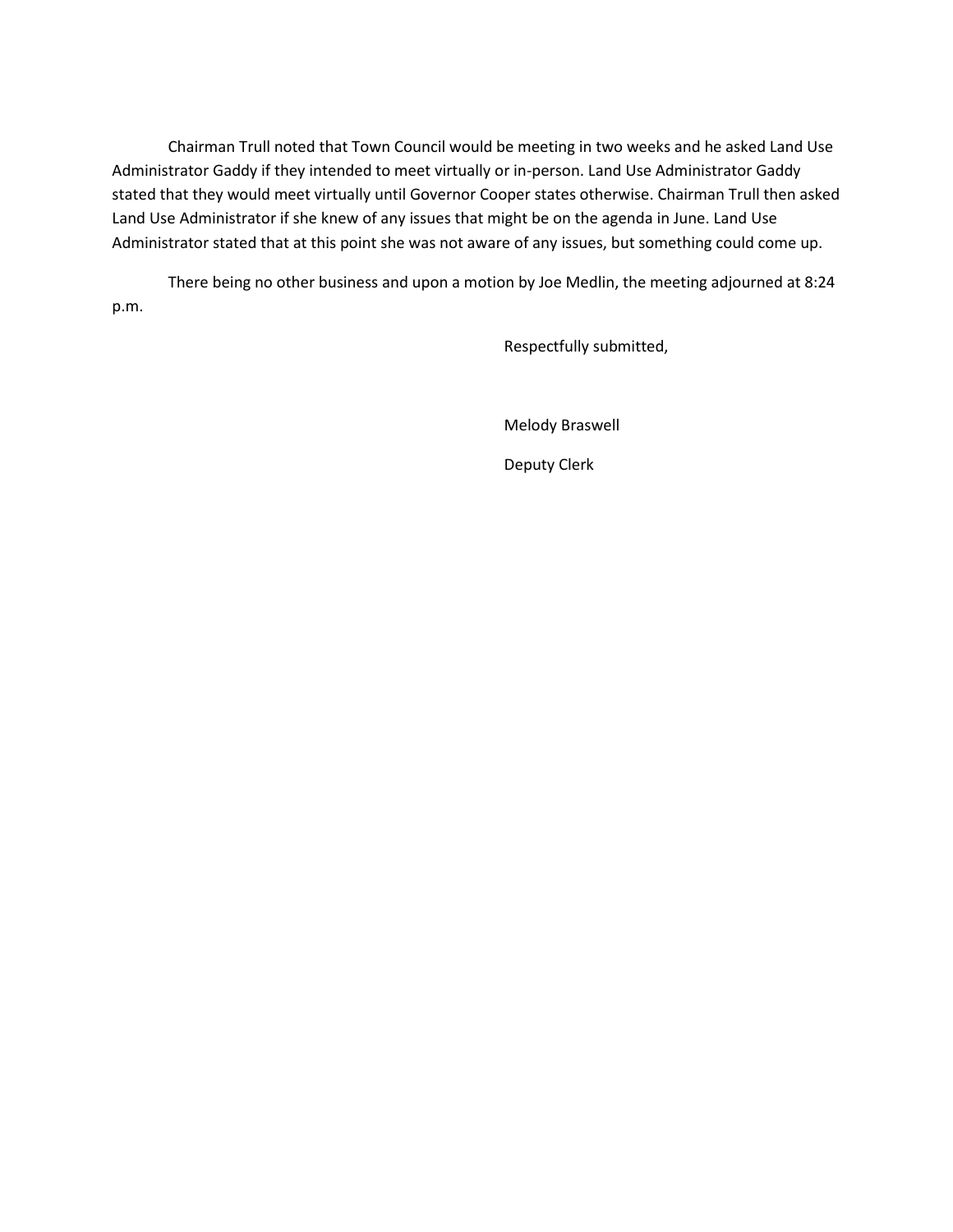Chairman Trull noted that Town Council would be meeting in two weeks and he asked Land Use Administrator Gaddy if they intended to meet virtually or in-person. Land Use Administrator Gaddy stated that they would meet virtually until Governor Cooper states otherwise. Chairman Trull then asked Land Use Administrator if she knew of any issues that might be on the agenda in June. Land Use Administrator stated that at this point she was not aware of any issues, but something could come up.

There being no other business and upon a motion by Joe Medlin, the meeting adjourned at 8:24 p.m.

Respectfully submitted,

Melody Braswell

Deputy Clerk